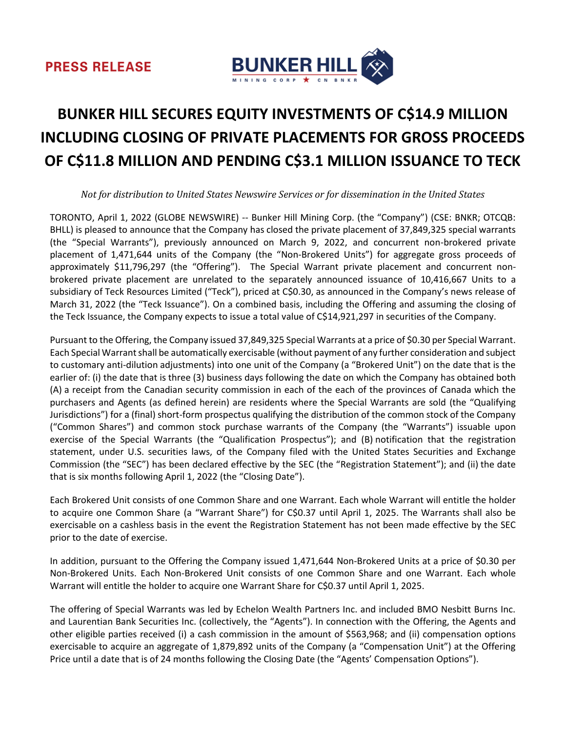**PRESS RELEASE**

# BUNKER HILL SECURES EQUITY INVESTMENTS OF C$14.9 MILLION INCLUDING CLOSING OF PRIVATE PLACEMENTS FOR GROSS PROCEEDS OF C$11.8 MILLION AND PENDING C$3.1 MILLION ISSUANCE TO TECK

*Not for distribution to United States Newswire Services or for dissemination in the United States*

TORONTO, April 1, 2022 (GLOBE NEWSWIRE) -- Bunker Hill Mining Corp. (the "Company") (CSE: BNKR; OTCQB: BHLL) is pleased to announce that the Company has closed the private placement of 37,849,325 special warrants (the "Special Warrants"), previously announced on March 9, 2022, and concurrent non-brokered private placement of 1,471,644 units of the Company (the "Non-Brokered Units") for aggregate gross proceeds of approximately $11,796,297 (the "Offering"). The Special Warrant private placement and concurrent non-brokered private placement are unrelated to the separately announced issuance of 10,416,667 Units to a subsidiary of Teck Resources Limited ("Teck"), priced at C$0.30, as announced in the Company's news release of March 31, 2022 (the "Teck Issuance"). On a combined basis, including the Offering and assuming the closing of the Teck Issuance, the Company expects to issue a total value of C$14,921,297 in securities of the Company.

Pursuant to the Offering, the Company issued 37,849,325 Special Warrants at a price of $0.30 per Special Warrant. Each Special Warrant shall be automatically exercisable (without payment of any further consideration and subject to customary anti-dilution adjustments) into one unit of the Company (a "Brokered Unit") on the date that is the earlier of: (i) the date that is three (3) business days following the date on which the Company has obtained both (A) a receipt from the Canadian security commission in each of the each of the provinces of Canada which the purchasers and Agents (as defined herein) are residents where the Special Warrants are sold (the "Qualifying Jurisdictions") for a (final) short-form prospectus qualifying the distribution of the common stock of the Company ("Common Shares") and common stock purchase warrants of the Company (the "Warrants") issuable upon exercise of the Special Warrants (the "Qualification Prospectus"); and (B) notification that the registration statement, under U.S. securities laws, of the Company filed with the United States Securities and Exchange Commission (the "SEC") has been declared effective by the SEC (the "Registration Statement"); and (ii) the date that is six months following April 1, 2022 (the "Closing Date").

Each Brokered Unit consists of one Common Share and one Warrant. Each whole Warrant will entitle the holder to acquire one Common Share (a "Warrant Share") for C$0.37 until April 1, 2025. The Warrants shall also be exercisable on a cashless basis in the event the Registration Statement has not been made effective by the SEC prior to the date of exercise.

In addition, pursuant to the Offering the Company issued 1,471,644 Non-Brokered Units at a price of $0.30 per Non-Brokered Units. Each Non-Brokered Unit consists of one Common Share and one Warrant. Each whole Warrant will entitle the holder to acquire one Warrant Share for C$0.37 until April 1, 2025.

The offering of Special Warrants was led by Echelon Wealth Partners Inc. and included BMO Nesbitt Burns Inc. and Laurentian Bank Securities Inc. (collectively, the "Agents"). In connection with the Offering, the Agents and other eligible parties received (i) a cash commission in the amount of $563,968; and (ii) compensation options exercisable to acquire an aggregate of 1,879,892 units of the Company (a "Compensation Unit") at the Offering Price until a date that is of 24 months following the Closing Date (the "Agents' Compensation Options").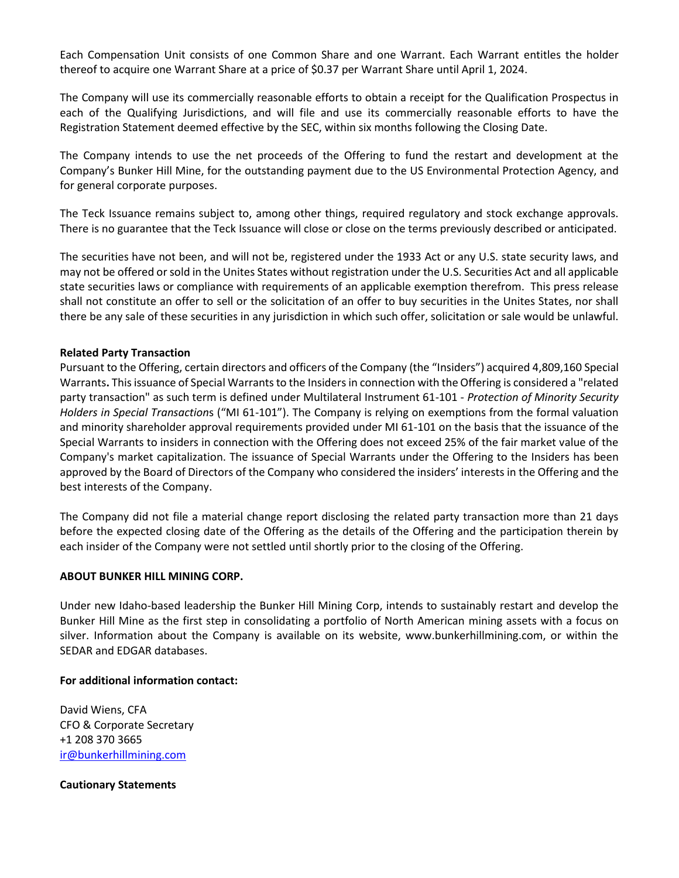Each Compensation Unit consists of one Common Share and one Warrant. Each Warrant entitles the holder thereof to acquire one Warrant Share at a price of $0.37 per Warrant Share until April 1, 2024.

The Company will use its commercially reasonable efforts to obtain a receipt for the Qualification Prospectus in each of the Qualifying Jurisdictions, and will file and use its commercially reasonable efforts to have the Registration Statement deemed effective by the SEC, within six months following the Closing Date.

The Company intends to use the net proceeds of the Offering to fund the restart and development at the Company's Bunker Hill Mine, for the outstanding payment due to the US Environmental Protection Agency, and for general corporate purposes.

The Teck Issuance remains subject to, among other things, required regulatory and stock exchange approvals. There is no guarantee that the Teck Issuance will close or close on the terms previously described or anticipated.

The securities have not been, and will not be, registered under the 1933 Act or any U.S. state security laws, and may not be offered or sold in the Unites States without registration under the U.S. Securities Act and all applicable state securities laws or compliance with requirements of an applicable exemption therefrom. This press release shall not constitute an offer to sell or the solicitation of an offer to buy securities in the Unites States, nor shall there be any sale of these securities in any jurisdiction in which such offer, solicitation or sale would be unlawful.

**Related Party Transaction**

Pursuant to the Offering, certain directors and officers of the Company (the "Insiders") acquired 4,809,160 Special Warrants**.** This issuance of Special Warrants to the Insiders in connection with the Offering is considered a "related party transaction" as such term is defined under Multilateral Instrument 61-101 - *Protection of Minority Security Holders in Special Transaction*s ("MI 61-101"). The Company is relying on exemptions from the formal valuation and minority shareholder approval requirements provided under MI 61-101 on the basis that the issuance of the Special Warrants to insiders in connection with the Offering does not exceed 25% of the fair market value of the Company's market capitalization. The issuance of Special Warrants under the Offering to the Insiders has been approved by the Board of Directors of the Company who considered the insiders' interests in the Offering and the best interests of the Company.

The Company did not file a material change report disclosing the related party transaction more than 21 days before the expected closing date of the Offering as the details of the Offering and the participation therein by each insider of the Company were not settled until shortly prior to the closing of the Offering.

**ABOUT BUNKER HILL MINING CORP.**

Under new Idaho-based leadership the Bunker Hill Mining Corp, intends to sustainably restart and develop the Bunker Hill Mine as the first step in consolidating a portfolio of North American mining assets with a focus on silver. Information about the Company is available on its website, www.bunkerhillmining.com, or within the SEDAR and EDGAR databases.

**For additional information contact:**

David Wiens, CFA
CFO & Corporate Secretary
+1 208 370 3665
ir@bunkerhillmining.com

**Cautionary Statements**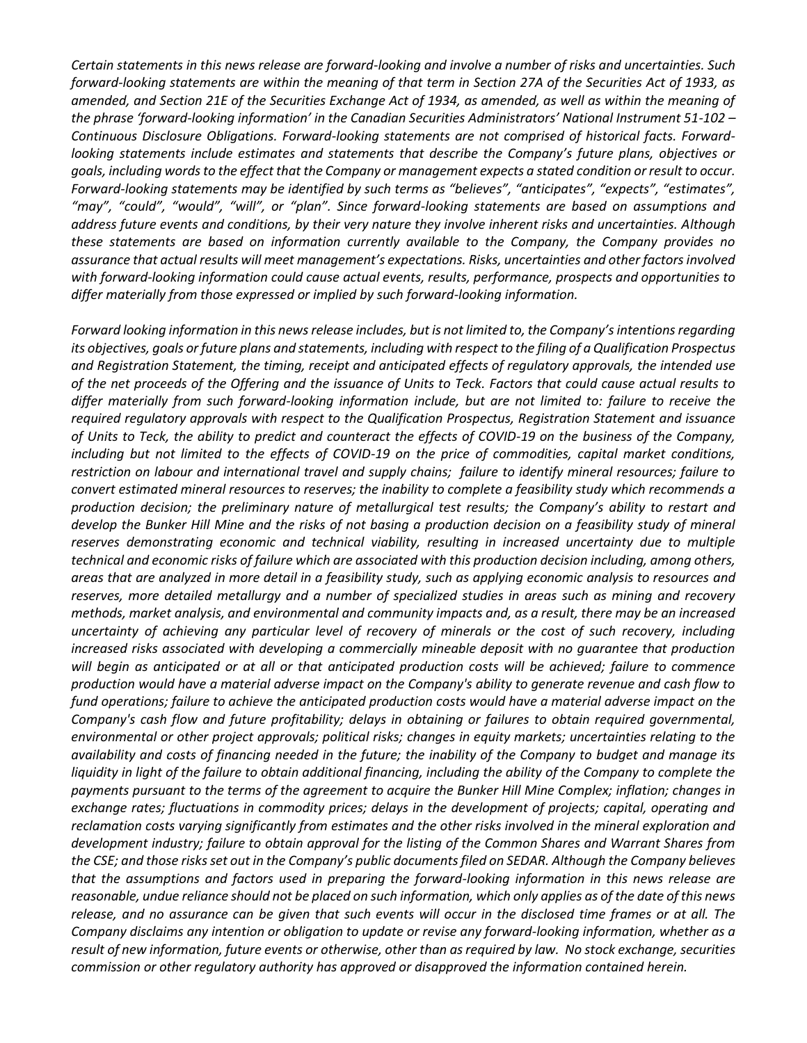*Certain statements in this news release are forward-looking and involve a number of risks and uncertainties. Such forward-looking statements are within the meaning of that term in Section 27A of the Securities Act of 1933, as amended, and Section 21E of the Securities Exchange Act of 1934, as amended, as well as within the meaning of the phrase 'forward-looking information' in the Canadian Securities Administrators' National Instrument 51-102 – Continuous Disclosure Obligations. Forward-looking statements are not comprised of historical facts. Forward-looking statements include estimates and statements that describe the Company's future plans, objectives or goals, including words to the effect that the Company or management expects a stated condition or result to occur. Forward-looking statements may be identified by such terms as "believes", "anticipates", "expects", "estimates", "may", "could", "would", "will", or "plan". Since forward-looking statements are based on assumptions and address future events and conditions, by their very nature they involve inherent risks and uncertainties. Although these statements are based on information currently available to the Company, the Company provides no assurance that actual results will meet management's expectations. Risks, uncertainties and other factors involved with forward-looking information could cause actual events, results, performance, prospects and opportunities to differ materially from those expressed or implied by such forward-looking information.*

*Forward looking information in this news release includes, but is not limited to, the Company's intentions regarding its objectives, goals or future plans and statements, including with respect to the filing of a Qualification Prospectus and Registration Statement, the timing, receipt and anticipated effects of regulatory approvals, the intended use of the net proceeds of the Offering and the issuance of Units to Teck. Factors that could cause actual results to differ materially from such forward-looking information include, but are not limited to: failure to receive the required regulatory approvals with respect to the Qualification Prospectus, Registration Statement and issuance of Units to Teck, the ability to predict and counteract the effects of COVID-19 on the business of the Company, including but not limited to the effects of COVID-19 on the price of commodities, capital market conditions, restriction on labour and international travel and supply chains; failure to identify mineral resources; failure to convert estimated mineral resources to reserves; the inability to complete a feasibility study which recommends a production decision; the preliminary nature of metallurgical test results; the Company's ability to restart and develop the Bunker Hill Mine and the risks of not basing a production decision on a feasibility study of mineral reserves demonstrating economic and technical viability, resulting in increased uncertainty due to multiple technical and economic risks of failure which are associated with this production decision including, among others, areas that are analyzed in more detail in a feasibility study, such as applying economic analysis to resources and reserves, more detailed metallurgy and a number of specialized studies in areas such as mining and recovery methods, market analysis, and environmental and community impacts and, as a result, there may be an increased uncertainty of achieving any particular level of recovery of minerals or the cost of such recovery, including increased risks associated with developing a commercially mineable deposit with no guarantee that production will begin as anticipated or at all or that anticipated production costs will be achieved; failure to commence production would have a material adverse impact on the Company's ability to generate revenue and cash flow to fund operations; failure to achieve the anticipated production costs would have a material adverse impact on the Company's cash flow and future profitability; delays in obtaining or failures to obtain required governmental, environmental or other project approvals; political risks; changes in equity markets; uncertainties relating to the availability and costs of financing needed in the future; the inability of the Company to budget and manage its liquidity in light of the failure to obtain additional financing, including the ability of the Company to complete the payments pursuant to the terms of the agreement to acquire the Bunker Hill Mine Complex; inflation; changes in exchange rates; fluctuations in commodity prices; delays in the development of projects; capital, operating and reclamation costs varying significantly from estimates and the other risks involved in the mineral exploration and development industry; failure to obtain approval for the listing of the Common Shares and Warrant Shares from the CSE; and those risks set out in the Company's public documents filed on SEDAR. Although the Company believes that the assumptions and factors used in preparing the forward-looking information in this news release are reasonable, undue reliance should not be placed on such information, which only applies as of the date of this news release, and no assurance can be given that such events will occur in the disclosed time frames or at all. The Company disclaims any intention or obligation to update or revise any forward-looking information, whether as a result of new information, future events or otherwise, other than as required by law. No stock exchange, securities commission or other regulatory authority has approved or disapproved the information contained herein.*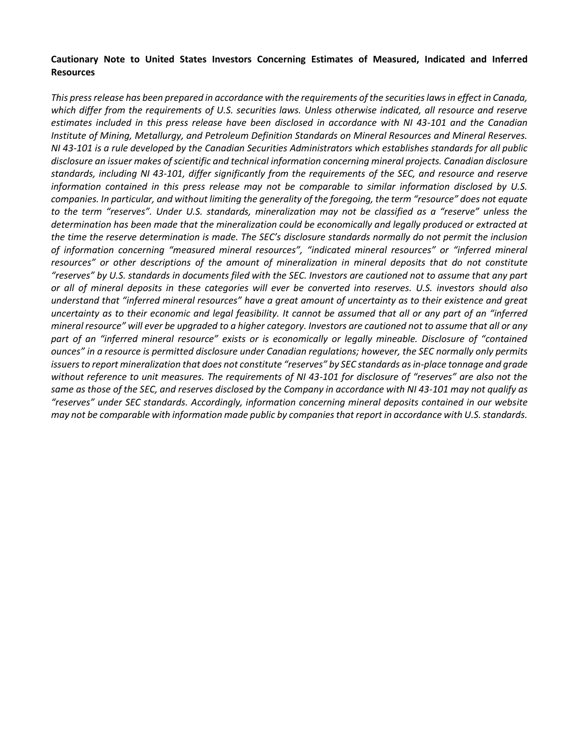**Cautionary Note to United States Investors Concerning Estimates of Measured, Indicated and Inferred Resources**

*This press release has been prepared in accordance with the requirements of the securities laws in effect in Canada, which differ from the requirements of U.S. securities laws. Unless otherwise indicated, all resource and reserve estimates included in this press release have been disclosed in accordance with NI 43-101 and the Canadian Institute of Mining, Metallurgy, and Petroleum Definition Standards on Mineral Resources and Mineral Reserves. NI 43-101 is a rule developed by the Canadian Securities Administrators which establishes standards for all public disclosure an issuer makes of scientific and technical information concerning mineral projects. Canadian disclosure standards, including NI 43-101, differ significantly from the requirements of the SEC, and resource and reserve information contained in this press release may not be comparable to similar information disclosed by U.S. companies. In particular, and without limiting the generality of the foregoing, the term "resource" does not equate to the term "reserves". Under U.S. standards, mineralization may not be classified as a "reserve" unless the determination has been made that the mineralization could be economically and legally produced or extracted at the time the reserve determination is made. The SEC's disclosure standards normally do not permit the inclusion of information concerning "measured mineral resources", "indicated mineral resources" or "inferred mineral resources" or other descriptions of the amount of mineralization in mineral deposits that do not constitute "reserves" by U.S. standards in documents filed with the SEC. Investors are cautioned not to assume that any part or all of mineral deposits in these categories will ever be converted into reserves. U.S. investors should also understand that "inferred mineral resources" have a great amount of uncertainty as to their existence and great uncertainty as to their economic and legal feasibility. It cannot be assumed that all or any part of an "inferred mineral resource" will ever be upgraded to a higher category. Investors are cautioned not to assume that all or any part of an "inferred mineral resource" exists or is economically or legally mineable. Disclosure of "contained ounces" in a resource is permitted disclosure under Canadian regulations; however, the SEC normally only permits issuers to report mineralization that does not constitute "reserves" by SEC standards as in-place tonnage and grade without reference to unit measures. The requirements of NI 43-101 for disclosure of "reserves" are also not the same as those of the SEC, and reserves disclosed by the Company in accordance with NI 43-101 may not qualify as "reserves" under SEC standards. Accordingly, information concerning mineral deposits contained in our website may not be comparable with information made public by companies that report in accordance with U.S. standards.*